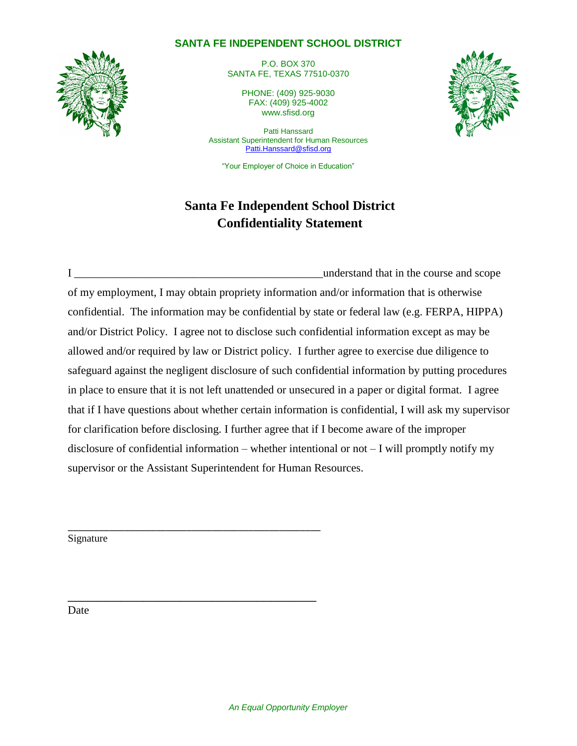**SANTA FE INDEPENDENT SCHOOL DISTRICT**

P.O. BOX 370
SANTA FE, TEXAS 77510-0370

PHONE: (409) 925-9030
FAX: (409) 925-4002
www.sfisd.org

Patti Hanssard
Assistant Superintendent for Human Resources
Patti.Hanssard@sfisd.org

"Your Employer of Choice in Education"

# Santa Fe Independent School District
# Confidentiality Statement

I ____________________________________________understand that in the course and scope of my employment, I may obtain propriety information and/or information that is otherwise confidential. The information may be confidential by state or federal law (e.g. FERPA, HIPPA) and/or District Policy. I agree not to disclose such confidential information except as may be allowed and/or required by law or District policy. I further agree to exercise due diligence to safeguard against the negligent disclosure of such confidential information by putting procedures in place to ensure that it is not left unattended or unsecured in a paper or digital format. I agree that if I have questions about whether certain information is confidential, I will ask my supervisor for clarification before disclosing. I further agree that if I become aware of the improper disclosure of confidential information – whether intentional or not – I will promptly notify my supervisor or the Assistant Superintendent for Human Resources.

_____________________________________________
Signature

_____________________________________________
Date

*An Equal Opportunity Employer*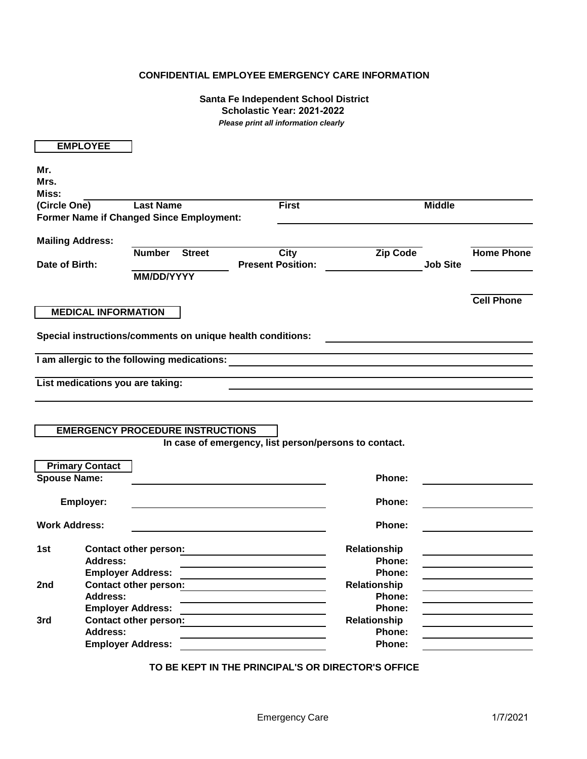**CONFIDENTIAL EMPLOYEE EMERGENCY CARE INFORMATION**

**Santa Fe Independent School District**
**Scholastic Year: 2021-2022**
***Please print all information clearly***

**EMPLOYEE**

**Mr.**
**Mrs.**
**Miss:** ______________________________________________
**(Circle One)** **Last Name** **First** **Middle**

**Former Name if Changed Since Employment:** ______________________

**Mailing Address:** ______________________________________________
**Number** **Street** **City** **Zip Code** **Home Phone** ____________

**Date of Birth:** ____________ **Present Position:** ____________ **Job Site** ____________
**MM/DD/YYYY**

____________
**Cell Phone**

**MEDICAL INFORMATION**

**Special instructions/comments on unique health conditions:** ______________________

______________________________________________

**I am allergic to the following medications:** ______________________

______________________________________________

**List medications you are taking:** ______________________

______________________________________________

**EMERGENCY PROCEDURE INSTRUCTIONS**

**In case of emergency, list person/persons to contact.**

**Primary Contact**

**Spouse Name:** ______________________ **Phone:** ____________

**Employer:** ______________________ **Phone:** ____________

**Work Address:** ______________________ **Phone:** ____________

**1st** **Contact other person:** ______________________ **Relationship** ____________
**Address:** ______________________ **Phone:** ____________
**Employer Address:** ______________________ **Phone:** ____________

**2nd** **Contact other person:** ______________________ **Relationship** ____________
**Address:** ______________________ **Phone:** ____________
**Employer Address:** ______________________ **Phone:** ____________

**3rd** **Contact other person:** ______________________ **Relationship** ____________
**Address:** ______________________ **Phone:** ____________
**Employer Address:** ______________________ **Phone:** ____________

**TO BE KEPT IN THE PRINCIPAL'S OR DIRECTOR'S OFFICE**

Emergency Care 1/7/2021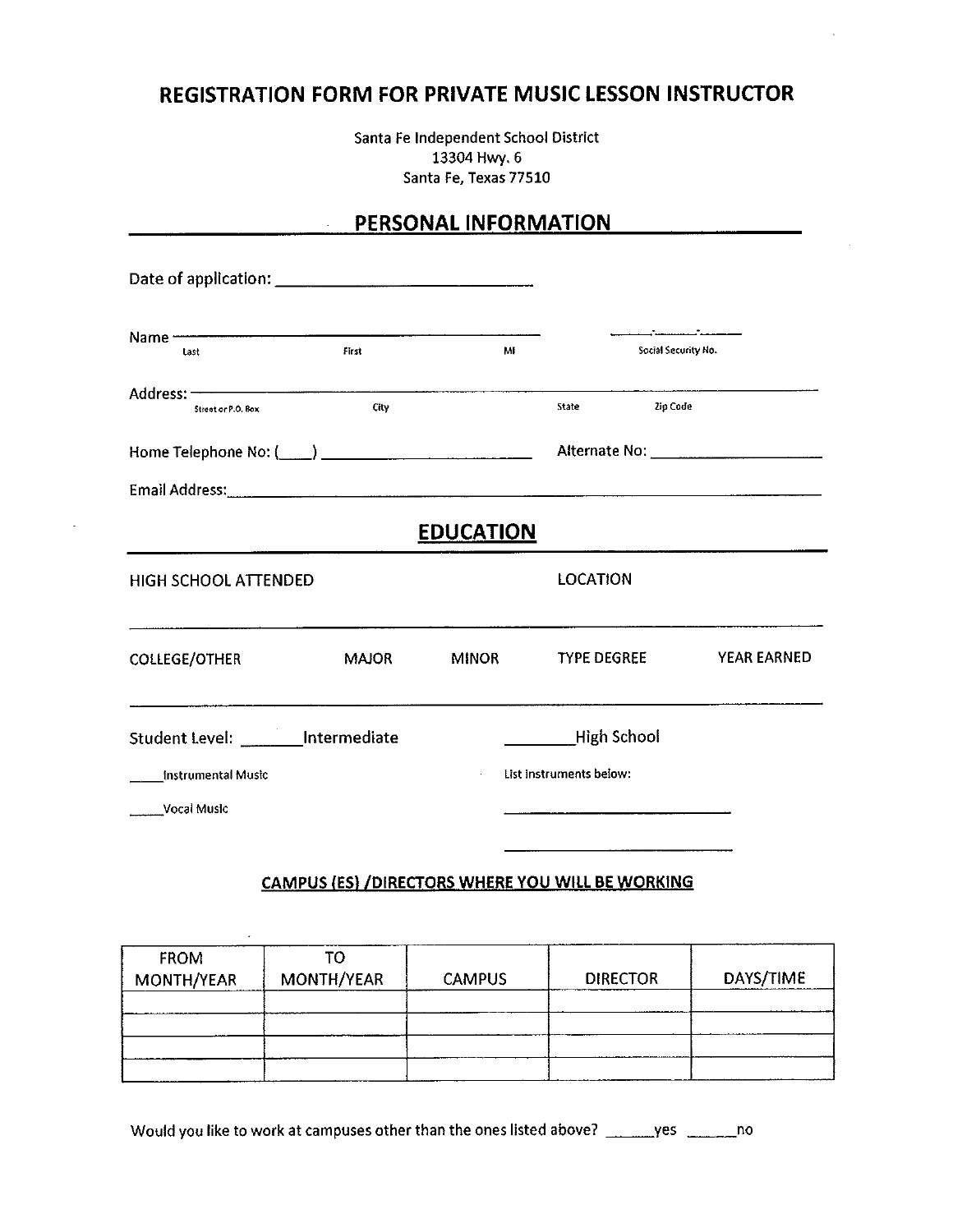# REGISTRATION FORM FOR PRIVATE MUSIC LESSON INSTRUCTOR

Santa Fe Independent School District
13304 Hwy. 6
Santa Fe, Texas 77510

## PERSONAL INFORMATION

Date of application: ____________________________

Name ____________________________________________ &nbsp;&nbsp;&nbsp; _____-_____-_____
Last &nbsp;&nbsp;&nbsp; First &nbsp;&nbsp;&nbsp; MI &nbsp;&nbsp;&nbsp; Social Security No.

Address: ____________________________________________________________
Street or P.O. Box &nbsp;&nbsp;&nbsp; City &nbsp;&nbsp;&nbsp; State &nbsp;&nbsp;&nbsp; Zip Code

Home Telephone No: (____) ______________________ &nbsp;&nbsp;&nbsp; Alternate No: ___________________

Email Address: ____________________________________________________________

## EDUCATION

HIGH SCHOOL ATTENDED &nbsp;&nbsp;&nbsp; LOCATION

____________________________________________________________

COLLEGE/OTHER &nbsp;&nbsp;&nbsp; MAJOR &nbsp;&nbsp;&nbsp; MINOR &nbsp;&nbsp;&nbsp; TYPE DEGREE &nbsp;&nbsp;&nbsp; YEAR EARNED

____________________________________________________________

Student Level: _______Intermediate &nbsp;&nbsp;&nbsp; _______High School

_____Instrumental Music &nbsp;&nbsp;&nbsp; List instruments below:

_____Vocal Music &nbsp;&nbsp;&nbsp; ___________________________

___________________________

### CAMPUS (ES) /DIRECTORS WHERE YOU WILL BE WORKING

| FROM MONTH/YEAR | TO MONTH/YEAR | CAMPUS | DIRECTOR | DAYS/TIME |
|---|---|---|---|---|
| | | | | |
| | | | | |
| | | | | |
| | | | | |

Would you like to work at campuses other than the ones listed above? ______yes ______no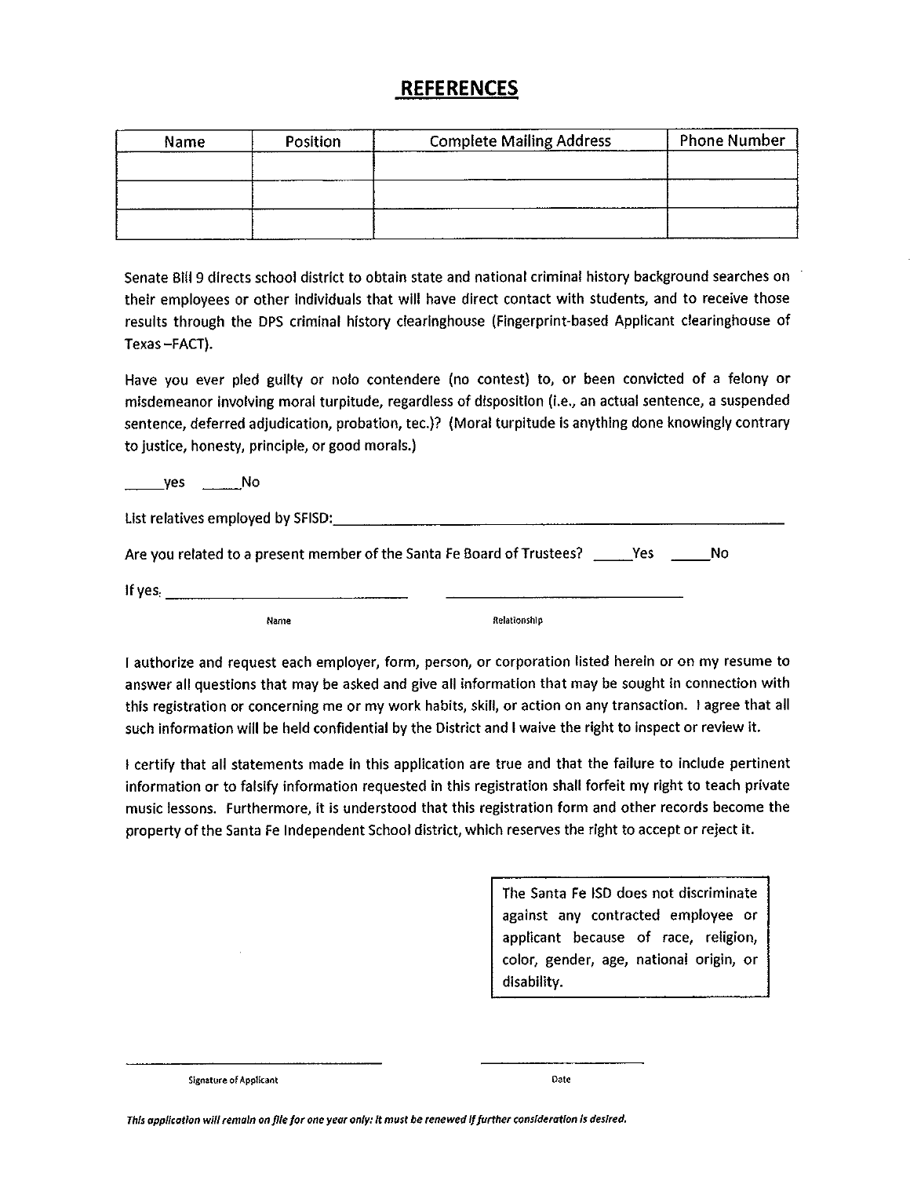# REFERENCES

| Name | Position | Complete Mailing Address | Phone Number |
|---|---|---|---|
| | | | |
| | | | |
| | | | |

Senate Bill 9 directs school district to obtain state and national criminal history background searches on their employees or other individuals that will have direct contact with students, and to receive those results through the DPS criminal history clearinghouse (Fingerprint-based Applicant clearinghouse of Texas –FACT).

Have you ever pled guilty or nolo contendere (no contest) to, or been convicted of a felony or misdemeanor involving moral turpitude, regardless of disposition (i.e., an actual sentence, a suspended sentence, deferred adjudication, probation, tec.)? (Moral turpitude is anything done knowingly contrary to justice, honesty, principle, or good morals.)

_____yes _____No

List relatives employed by SFISD:_______________________________________________

Are you related to a present member of the Santa Fe Board of Trustees? _____Yes _____No

If yes: ______________________________ ______________________________

Name Relationship

I authorize and request each employer, form, person, or corporation listed herein or on my resume to answer all questions that may be asked and give all information that may be sought in connection with this registration or concerning me or my work habits, skill, or action on any transaction. I agree that all such information will be held confidential by the District and I waive the right to inspect or review it.

I certify that all statements made in this application are true and that the failure to include pertinent information or to falsify information requested in this registration shall forfeit my right to teach private music lessons. Furthermore, it is understood that this registration form and other records become the property of the Santa Fe Independent School district, which reserves the right to accept or reject it.

The Santa Fe ISD does not discriminate against any contracted employee or applicant because of race, religion, color, gender, age, national origin, or disability.

______________________________ ____________________

Signature of Applicant Date

*This application will remain on file for one year only: it must be renewed if further consideration is desired.*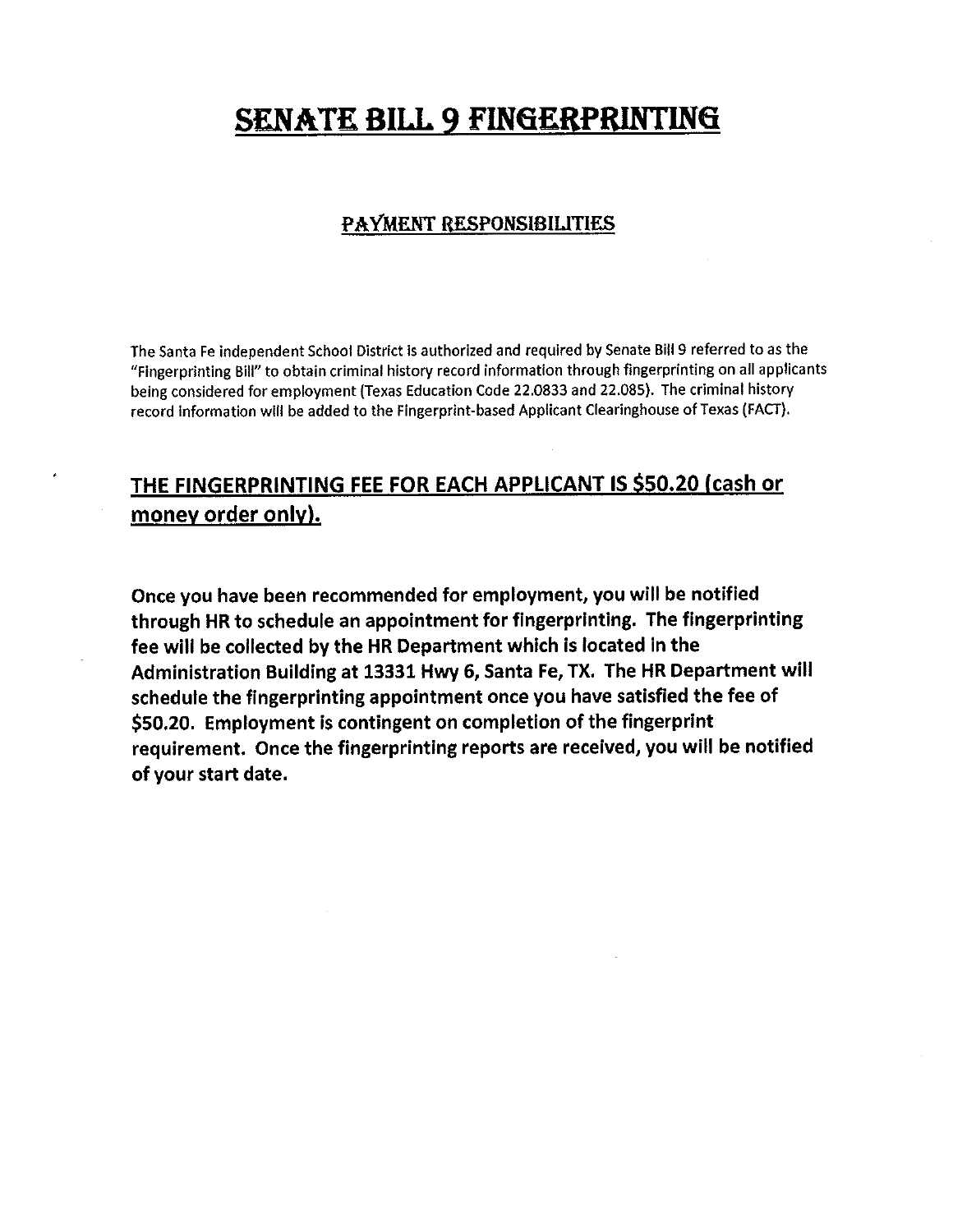# SENATE BILL 9 FINGERPRINTING

## PAYMENT RESPONSIBILITIES

The Santa Fe Independent School District is authorized and required by Senate Bill 9 referred to as the "Fingerprinting Bill" to obtain criminal history record information through fingerprinting on all applicants being considered for employment (Texas Education Code 22.0833 and 22.085). The criminal history record information will be added to the Fingerprint-based Applicant Clearinghouse of Texas (FACT).

## THE FINGERPRINTING FEE FOR EACH APPLICANT IS $50.20 (cash or money order only).

**Once you have been recommended for employment, you will be notified through HR to schedule an appointment for fingerprinting. The fingerprinting fee will be collected by the HR Department which is located in the Administration Building at 13331 Hwy 6, Santa Fe, TX. The HR Department will schedule the fingerprinting appointment once you have satisfied the fee of $50.20. Employment is contingent on completion of the fingerprint requirement. Once the fingerprinting reports are received, you will be notified of your start date.**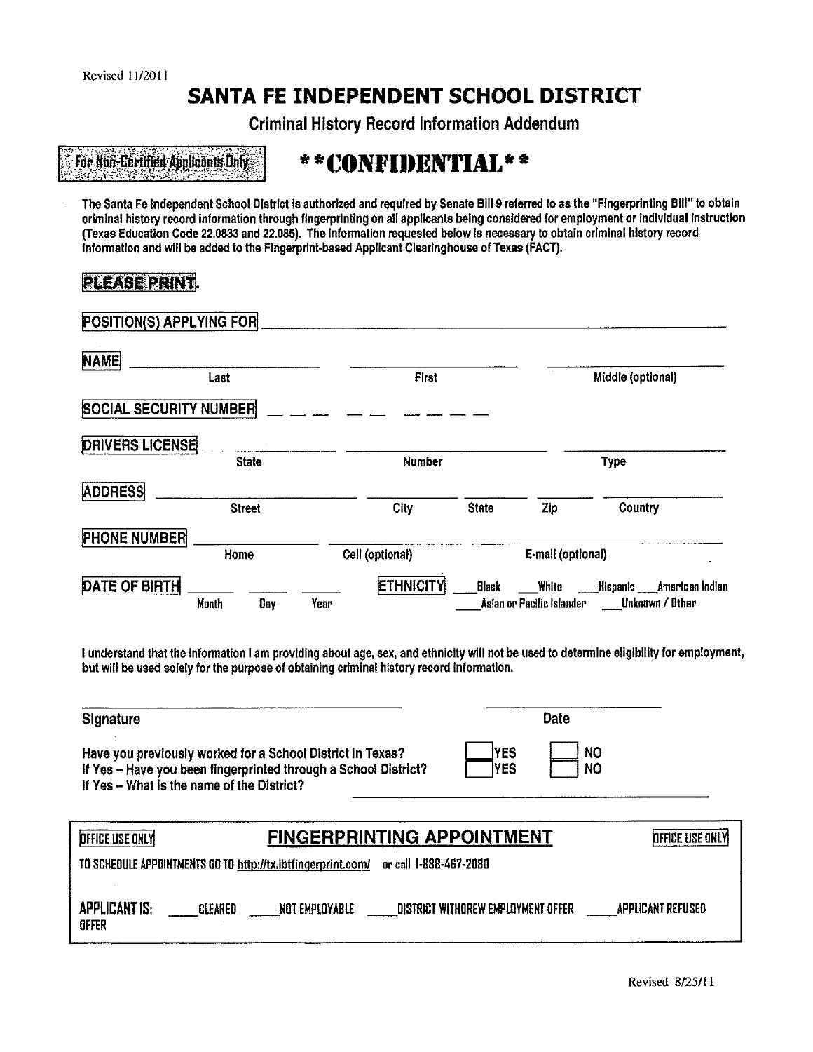Revised 11/2011

# SANTA FE INDEPENDENT SCHOOL DISTRICT

## Criminal History Record Information Addendum

For Non-Certified Applicants Only

# **CONFIDENTIAL**

**The Santa Fe Independent School District is authorized and required by Senate Bill 9 referred to as the "Fingerprinting Bill" to obtain criminal history record information through fingerprinting on all applicants being considered for employment or individual instruction (Texas Education Code 22.0833 and 22.085). The information requested below is necessary to obtain criminal history record information and will be added to the Fingerprint-based Applicant Clearinghouse of Texas (FACT).**

**PLEASE PRINT.**

**POSITION(S) APPLYING FOR** ______________________________________________

**NAME** ____________________ ____________________ ____________________
Last — First — Middle (optional)

**SOCIAL SECURITY NUMBER** _ _ _ _ _ _ _ _ _

**DRIVERS LICENSE** ____________________ ____________________ ____________________
State — Number — Type

**ADDRESS** ____________________ __________ ______ ______ __________
Street — City — State — Zip — Country

**PHONE NUMBER** ____________________ ____________________ ____________________
Home — Cell (optional) — E-mail (optional)

**DATE OF BIRTH** ______ ______ ______
Month — Day — Year

**ETHNICITY** ___Black ___White ___Hispanic ___American Indian ___Asian or Pacific Islander ___Unknown / Other

I understand that the information I am providing about age, sex, and ethnicity will not be used to determine eligibility for employment, but will be used solely for the purpose of obtaining criminal history record information.

______________________________ ____________________
Signature — Date

Have you previously worked for a School District in Texas? ☐ YES ☐ NO
If Yes – Have you been fingerprinted through a School District? ☐ YES ☐ NO
If Yes – What is the name of the District? ______________________________

---

OFFICE USE ONLY — **FINGERPRINTING APPOINTMENT** — OFFICE USE ONLY

TO SCHEDULE APPOINTMENTS GO TO http://tx.ibtfingerprint.com/ or call 1-888-467-2080

APPLICANT IS: ____CLEARED ____NOT EMPLOYABLE ____DISTRICT WITHDREW EMPLOYMENT OFFER ____APPLICANT REFUSED OFFER

---

Revised 8/25/11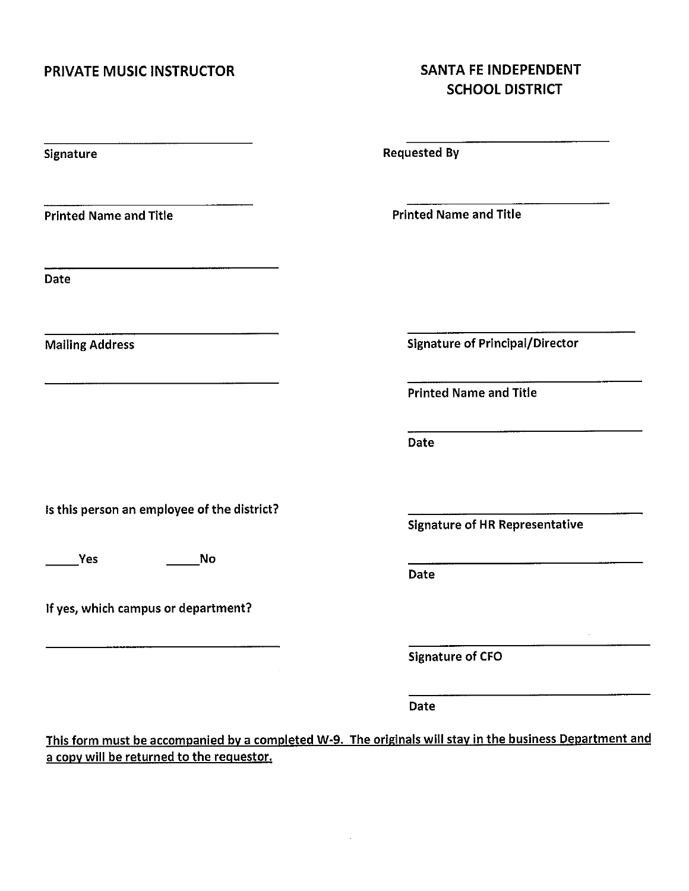**PRIVATE MUSIC INSTRUCTOR**

\_\_\_\_\_\_\_\_\_\_\_\_\_\_\_\_\_\_\_\_\_\_\_\_\_\_\_\_

Signature

\_\_\_\_\_\_\_\_\_\_\_\_\_\_\_\_\_\_\_\_\_\_\_\_\_\_\_\_

Printed Name and Title

\_\_\_\_\_\_\_\_\_\_\_\_\_\_\_\_\_\_\_\_\_\_\_\_\_\_\_\_

Date

\_\_\_\_\_\_\_\_\_\_\_\_\_\_\_\_\_\_\_\_\_\_\_\_\_\_\_\_

Mailing Address

\_\_\_\_\_\_\_\_\_\_\_\_\_\_\_\_\_\_\_\_\_\_\_\_\_\_\_\_

Is this person an employee of the district?

\_\_\_\_\_Yes \_\_\_\_\_No

If yes, which campus or department?

\_\_\_\_\_\_\_\_\_\_\_\_\_\_\_\_\_\_\_\_\_\_\_\_\_\_\_\_

**SANTA FE INDEPENDENT SCHOOL DISTRICT**

\_\_\_\_\_\_\_\_\_\_\_\_\_\_\_\_\_\_\_\_\_\_\_\_\_\_\_\_

Requested By

\_\_\_\_\_\_\_\_\_\_\_\_\_\_\_\_\_\_\_\_\_\_\_\_\_\_\_\_

Printed Name and Title

\_\_\_\_\_\_\_\_\_\_\_\_\_\_\_\_\_\_\_\_\_\_\_\_\_\_\_\_

Signature of Principal/Director

\_\_\_\_\_\_\_\_\_\_\_\_\_\_\_\_\_\_\_\_\_\_\_\_\_\_\_\_

Printed Name and Title

\_\_\_\_\_\_\_\_\_\_\_\_\_\_\_\_\_\_\_\_\_\_\_\_\_\_\_\_

Date

\_\_\_\_\_\_\_\_\_\_\_\_\_\_\_\_\_\_\_\_\_\_\_\_\_\_\_\_

Signature of HR Representative

\_\_\_\_\_\_\_\_\_\_\_\_\_\_\_\_\_\_\_\_\_\_\_\_\_\_\_\_

Date

\_\_\_\_\_\_\_\_\_\_\_\_\_\_\_\_\_\_\_\_\_\_\_\_\_\_\_\_

Signature of CFO

\_\_\_\_\_\_\_\_\_\_\_\_\_\_\_\_\_\_\_\_\_\_\_\_\_\_\_\_

Date

<u>This form must be accompanied by a completed W-9. The originals will stay in the business Department and a copy will be returned to the requestor.</u>